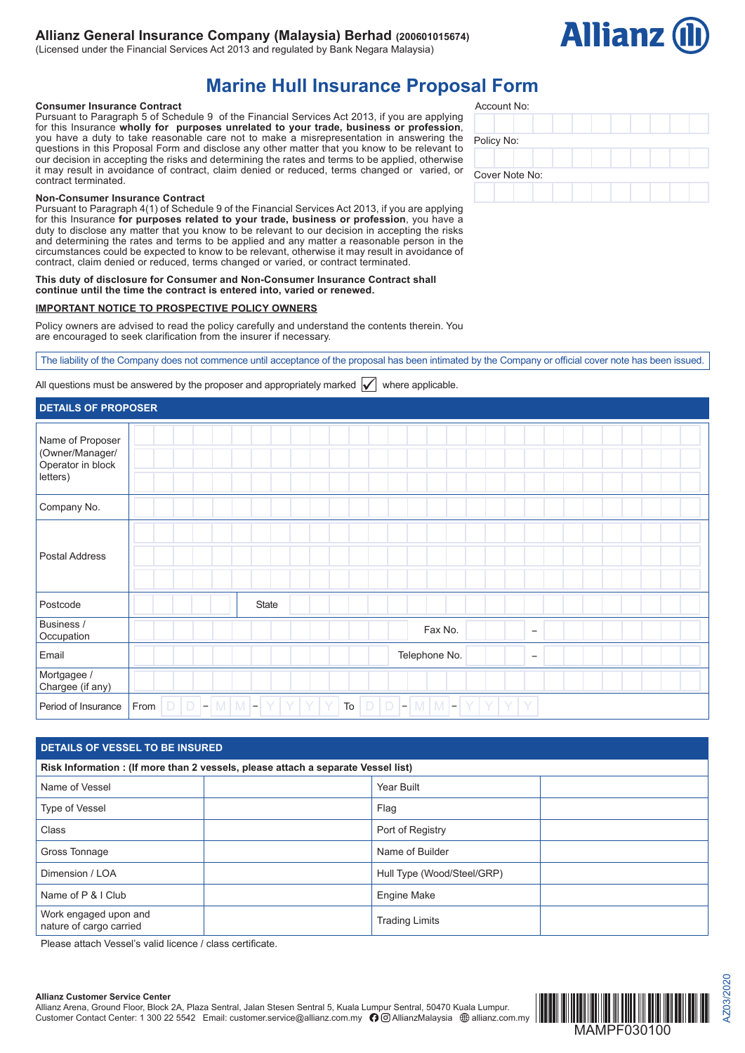**Allianz General Insurance Company (Malaysia) Berhad (200601015674)**
(Licensed under the Financial Services Act 2013 and regulated by Bank Negara Malaysia)

Allianz

# Marine Hull Insurance Proposal Form

Account No:

Policy No:

Cover Note No:

**Consumer Insurance Contract**
Pursuant to Paragraph 5 of Schedule 9 of the Financial Services Act 2013, if you are applying for this Insurance **wholly for purposes unrelated to your trade, business or profession**, you have a duty to take reasonable care not to make a misrepresentation in answering the questions in this Proposal Form and disclose any other matter that you know to be relevant to our decision in accepting the risks and determining the rates and terms to be applied, otherwise it may result in avoidance of contract, claim denied or reduced, terms changed or varied, or contract terminated.

**Non-Consumer Insurance Contract**
Pursuant to Paragraph 4(1) of Schedule 9 of the Financial Services Act 2013, if you are applying for this Insurance **for purposes related to your trade, business or profession**, you have a duty to disclose any matter that you know to be relevant to our decision in accepting the risks and determining the rates and terms to be applied and any matter a reasonable person in the circumstances could be expected to know to be relevant, otherwise it may result in avoidance of contract, claim denied or reduced, terms changed or varied, or contract terminated.

**This duty of disclosure for Consumer and Non-Consumer Insurance Contract shall continue until the time the contract is entered into, varied or renewed.**

**IMPORTANT NOTICE TO PROSPECTIVE POLICY OWNERS**

Policy owners are advised to read the policy carefully and understand the contents therein. You are encouraged to seek clarification from the insurer if necessary.

The liability of the Company does not commence until acceptance of the proposal has been intimated by the Company or official cover note has been issued.

All questions must be answered by the proposer and appropriately marked ✓ where applicable.

## DETAILS OF PROPOSER

| | | | |
|---|---|---|---|
| Name of Proposer (Owner/Manager/ Operator in block letters) | | | |
| Company No. | | | |
| Postal Address | | | |
| Postcode | | State | |
| Business / Occupation | | Fax No. | – |
| Email | | Telephone No. | – |
| Mortgagee / Charge (if any) | | | |
| Period of Insurance | From DD-MM-YYYY | To DD-MM-YYYY | |

## DETAILS OF VESSEL TO BE INSURED

**Risk Information : (If more than 2 vessels, please attach a separate Vessel list)**

| | | | |
|---|---|---|---|
| Name of Vessel | | Year Built | |
| Type of Vessel | | Flag | |
| Class | | Port of Registry | |
| Gross Tonnage | | Name of Builder | |
| Dimension / LOA | | Hull Type (Wood/Steel/GRP) | |
| Name of P & I Club | | Engine Make | |
| Work engaged upon and nature of cargo carried | | Trading Limits | |

Please attach Vessel's valid licence / class certificate.

**Allianz Customer Service Center**
Allianz Arena, Ground Floor, Block 2A, Plaza Sentral, Jalan Stesen Sentral 5, Kuala Lumpur Sentral, 50470 Kuala Lumpur.
Customer Contact Center: 1 300 22 5542 Email: customer.service@allianz.com.my AllianzMalaysia allianz.com.my

MAMPF030100

AZ03/2020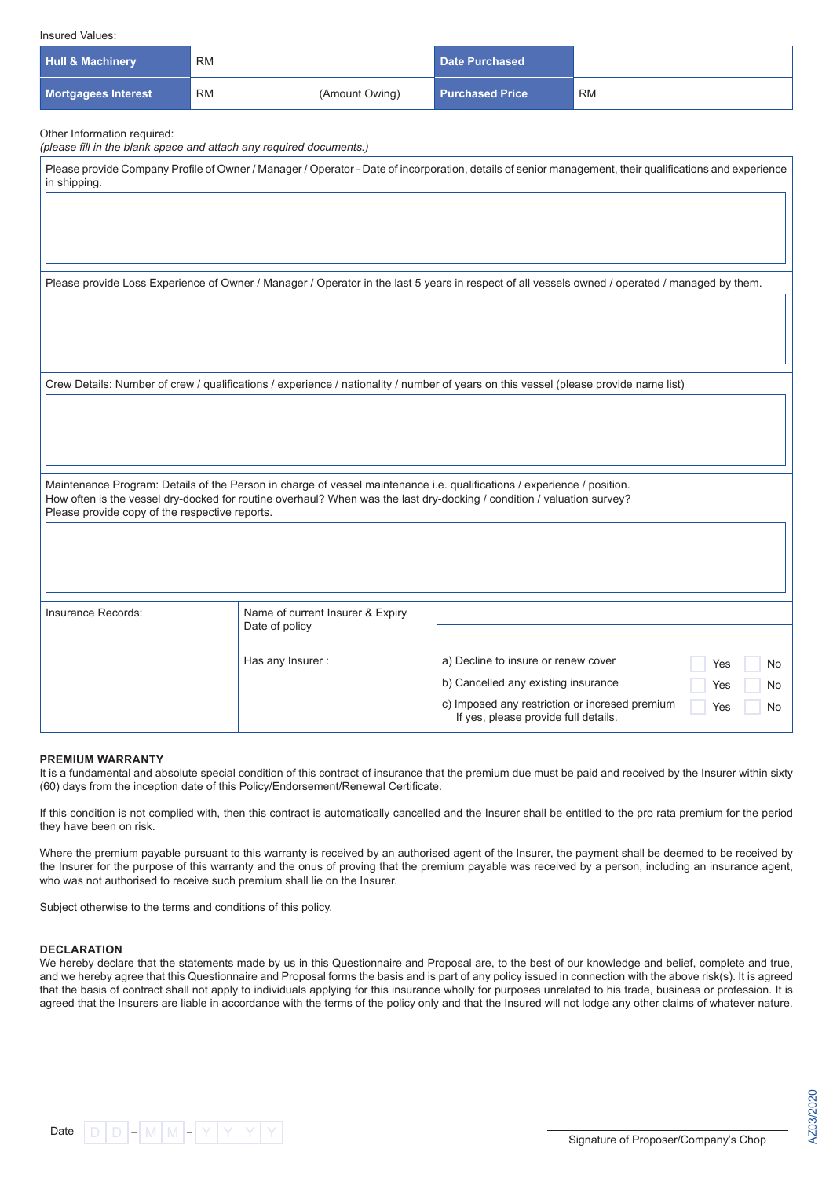Insured Values:

| | | | |
|---|---|---|---|
| **Hull & Machinery** | RM | **Date Purchased** | |
| **Mortgagees Interest** | RM (Amount Owing) | **Purchased Price** | RM |

Other Information required:
*(please fill in the blank space and attach any required documents.)*

Please provide Company Profile of Owner / Manager / Operator - Date of incorporation, details of senior management, their qualifications and experience in shipping.

Please provide Loss Experience of Owner / Manager / Operator in the last 5 years in respect of all vessels owned / operated / managed by them.

Crew Details: Number of crew / qualifications / experience / nationality / number of years on this vessel (please provide name list)

Maintenance Program: Details of the Person in charge of vessel maintenance i.e. qualifications / experience / position.
How often is the vessel dry-docked for routine overhaul? When was the last dry-docking / condition / valuation survey?
Please provide copy of the respective reports.

| | | | |
|---|---|---|---|
| Insurance Records: | Name of current Insurer & Expiry Date of policy | | |
| | Has any Insurer : | a) Decline to insure or renew cover | ☐ Yes ☐ No |
| | | b) Cancelled any existing insurance | ☐ Yes ☐ No |
| | | c) Imposed any restriction or incresed premium If yes, please provide full details. | ☐ Yes ☐ No |

**PREMIUM WARRANTY**

It is a fundamental and absolute special condition of this contract of insurance that the premium due must be paid and received by the Insurer within sixty (60) days from the inception date of this Policy/Endorsement/Renewal Certificate.

If this condition is not complied with, then this contract is automatically cancelled and the Insurer shall be entitled to the pro rata premium for the period they have been on risk.

Where the premium payable pursuant to this warranty is received by an authorised agent of the Insurer, the payment shall be deemed to be received by the Insurer for the purpose of this warranty and the onus of proving that the premium payable was received by a person, including an insurance agent, who was not authorised to receive such premium shall lie on the Insurer.

Subject otherwise to the terms and conditions of this policy.

**DECLARATION**

We hereby declare that the statements made by us in this Questionnaire and Proposal are, to the best of our knowledge and belief, complete and true, and we hereby agree that this Questionnaire and Proposal forms the basis and is part of any policy issued in connection with the above risk(s). It is agreed that the basis of contract shall not apply to individuals applying for this insurance wholly for purposes unrelated to his trade, business or profession. It is agreed that the Insurers are liable in accordance with the terms of the policy only and that the Insured will not lodge any other claims of whatever nature.

Date D D - M M - Y Y Y Y

Signature of Proposer/Company's Chop

AZ03/2020